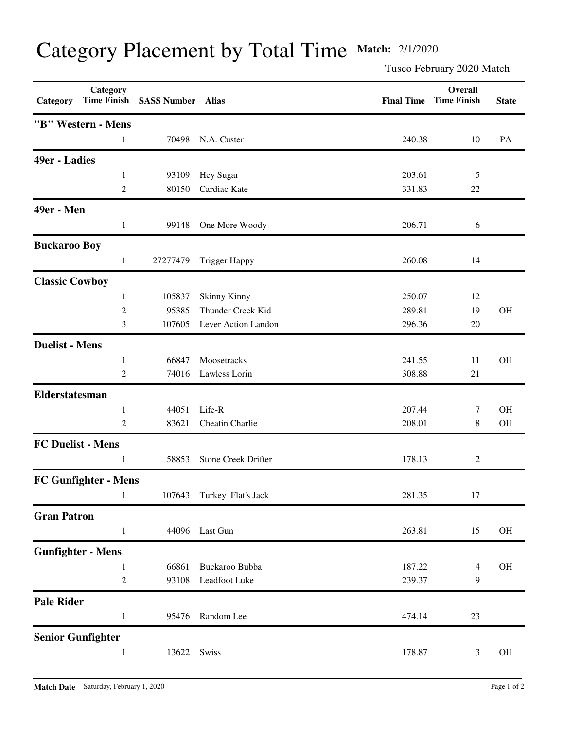# Category Placement by Total Time

**Match:** 2/1/2020

Tusco February 2020 Match

| Category | Category Time Finish | SASS Number | Alias | Final Time | Overall Time Finish | State |
|---|---|---|---|---|---|---|
| **"B" Western - Mens** | | | | | | |
| | 1 | 70498 | N.A. Custer | 240.38 | 10 | PA |
| **49er - Ladies** | | | | | | |
| | 1 | 93109 | Hey Sugar | 203.61 | 5 | |
| | 2 | 80150 | Cardiac Kate | 331.83 | 22 | |
| **49er - Men** | | | | | | |
| | 1 | 99148 | One More Woody | 206.71 | 6 | |
| **Buckaroo Boy** | | | | | | |
| | 1 | 27277479 | Trigger Happy | 260.08 | 14 | |
| **Classic Cowboy** | | | | | | |
| | 1 | 105837 | Skinny Kinny | 250.07 | 12 | |
| | 2 | 95385 | Thunder Creek Kid | 289.81 | 19 | OH |
| | 3 | 107605 | Lever Action Landon | 296.36 | 20 | |
| **Duelist - Mens** | | | | | | |
| | 1 | 66847 | Moosetracks | 241.55 | 11 | OH |
| | 2 | 74016 | Lawless Lorin | 308.88 | 21 | |
| **Elderstatesman** | | | | | | |
| | 1 | 44051 | Life-R | 207.44 | 7 | OH |
| | 2 | 83621 | Cheatin Charlie | 208.01 | 8 | OH |
| **FC Duelist - Mens** | | | | | | |
| | 1 | 58853 | Stone Creek Drifter | 178.13 | 2 | |
| **FC Gunfighter - Mens** | | | | | | |
| | 1 | 107643 | Turkey Flat's Jack | 281.35 | 17 | |
| **Gran Patron** | | | | | | |
| | 1 | 44096 | Last Gun | 263.81 | 15 | OH |
| **Gunfighter - Mens** | | | | | | |
| | 1 | 66861 | Buckaroo Bubba | 187.22 | 4 | OH |
| | 2 | 93108 | Leadfoot Luke | 239.37 | 9 | |
| **Pale Rider** | | | | | | |
| | 1 | 95476 | Random Lee | 474.14 | 23 | |
| **Senior Gunfighter** | | | | | | |
| | 1 | 13622 | Swiss | 178.87 | 3 | OH |

**Match Date** Saturday, February 1, 2020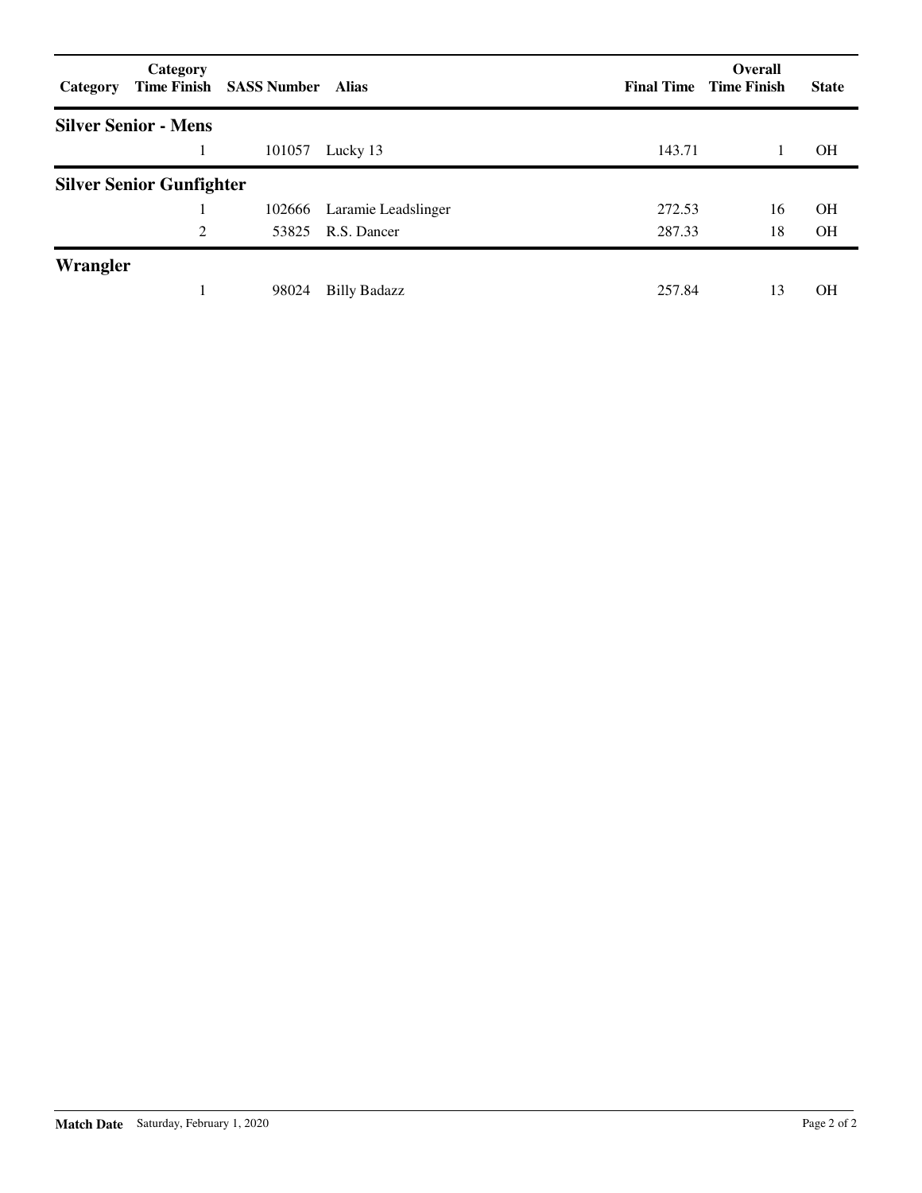| Category | Category Time Finish | SASS Number | Alias | Final Time | Overall Time Finish | State |
|---|---|---|---|---|---|---|
| **Silver Senior - Mens** | | | | | | |
| | 1 | 101057 | Lucky 13 | 143.71 | 1 | OH |
| **Silver Senior Gunfighter** | | | | | | |
| | 1 | 102666 | Laramie Leadslinger | 272.53 | 16 | OH |
| | 2 | 53825 | R.S. Dancer | 287.33 | 18 | OH |
| **Wrangler** | | | | | | |
| | 1 | 98024 | Billy Badazz | 257.84 | 13 | OH |

**Match Date** Saturday, February 1, 2020